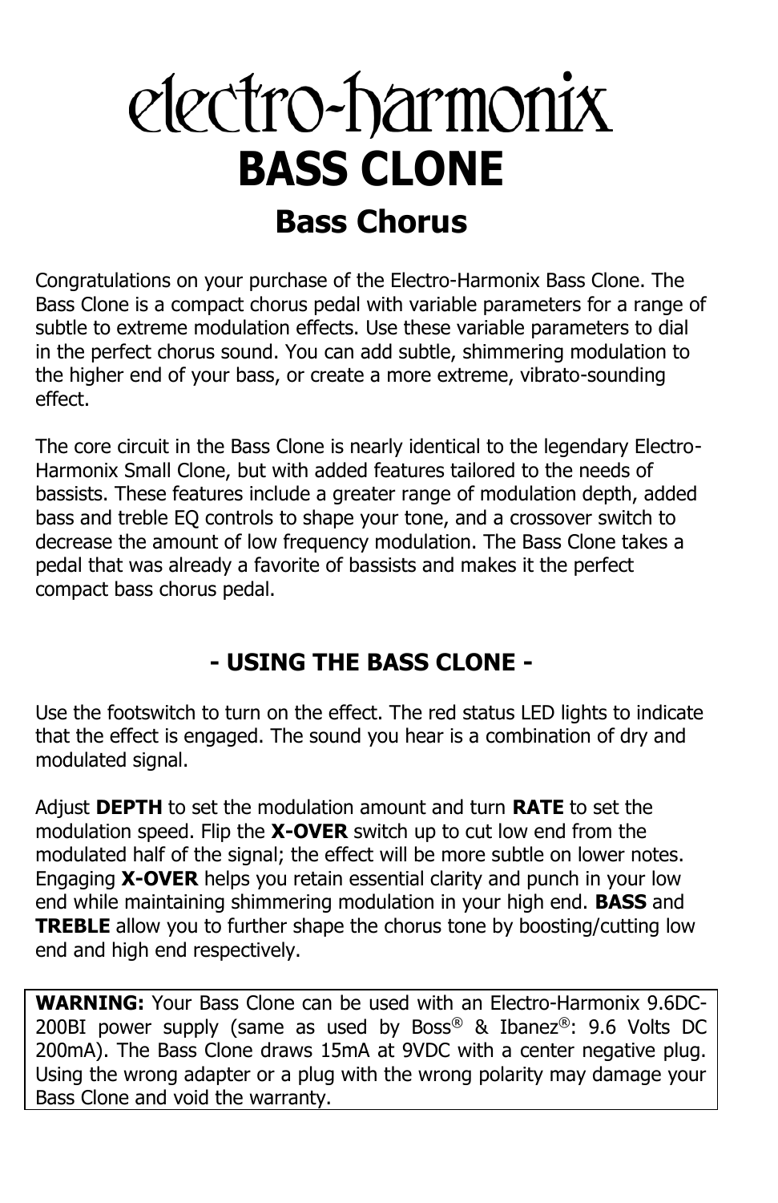# electro-harmonix

# BASS CLONE

## Bass Chorus

Congratulations on your purchase of the Electro-Harmonix Bass Clone. The Bass Clone is a compact chorus pedal with variable parameters for a range of subtle to extreme modulation effects. Use these variable parameters to dial in the perfect chorus sound. You can add subtle, shimmering modulation to the higher end of your bass, or create a more extreme, vibrato-sounding effect.

The core circuit in the Bass Clone is nearly identical to the legendary Electro-Harmonix Small Clone, but with added features tailored to the needs of bassists. These features include a greater range of modulation depth, added bass and treble EQ controls to shape your tone, and a crossover switch to decrease the amount of low frequency modulation. The Bass Clone takes a pedal that was already a favorite of bassists and makes it the perfect compact bass chorus pedal.

## - USING THE BASS CLONE -

Use the footswitch to turn on the effect. The red status LED lights to indicate that the effect is engaged. The sound you hear is a combination of dry and modulated signal.

Adjust **DEPTH** to set the modulation amount and turn **RATE** to set the modulation speed. Flip the **X-OVER** switch up to cut low end from the modulated half of the signal; the effect will be more subtle on lower notes. Engaging **X-OVER** helps you retain essential clarity and punch in your low end while maintaining shimmering modulation in your high end. **BASS** and **TREBLE** allow you to further shape the chorus tone by boosting/cutting low end and high end respectively.

**WARNING:** Your Bass Clone can be used with an Electro-Harmonix 9.6DC-200BI power supply (same as used by Boss® & Ibanez®: 9.6 Volts DC 200mA). The Bass Clone draws 15mA at 9VDC with a center negative plug. Using the wrong adapter or a plug with the wrong polarity may damage your Bass Clone and void the warranty.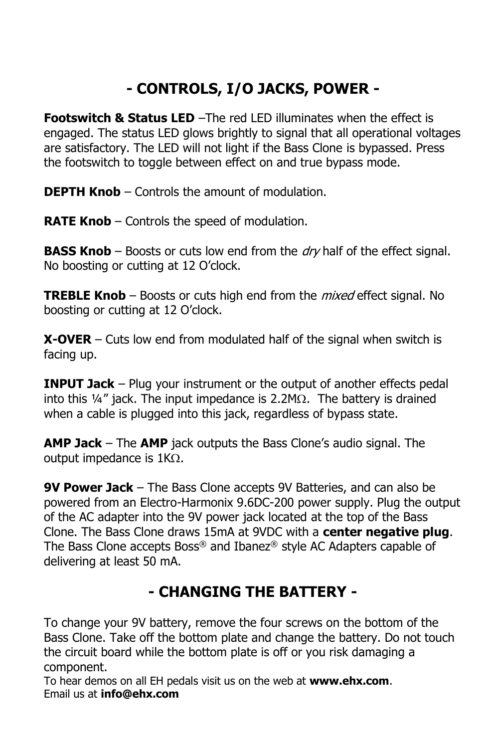## - CONTROLS, I/O JACKS, POWER -

**Footswitch & Status LED** –The red LED illuminates when the effect is engaged. The status LED glows brightly to signal that all operational voltages are satisfactory. The LED will not light if the Bass Clone is bypassed. Press the footswitch to toggle between effect on and true bypass mode.

**DEPTH Knob** – Controls the amount of modulation.

**RATE Knob** – Controls the speed of modulation.

**BASS Knob** – Boosts or cuts low end from the *dry* half of the effect signal. No boosting or cutting at 12 O'clock.

**TREBLE Knob** – Boosts or cuts high end from the *mixed* effect signal. No boosting or cutting at 12 O'clock.

**X-OVER** – Cuts low end from modulated half of the signal when switch is facing up.

**INPUT Jack** – Plug your instrument or the output of another effects pedal into this ¼" jack. The input impedance is 2.2MΩ. The battery is drained when a cable is plugged into this jack, regardless of bypass state.

**AMP Jack** – The **AMP** jack outputs the Bass Clone's audio signal. The output impedance is 1KΩ.

**9V Power Jack** – The Bass Clone accepts 9V Batteries, and can also be powered from an Electro-Harmonix 9.6DC-200 power supply. Plug the output of the AC adapter into the 9V power jack located at the top of the Bass Clone. The Bass Clone draws 15mA at 9VDC with a **center negative plug**. The Bass Clone accepts Boss® and Ibanez® style AC Adapters capable of delivering at least 50 mA.

## - CHANGING THE BATTERY -

To change your 9V battery, remove the four screws on the bottom of the Bass Clone. Take off the bottom plate and change the battery. Do not touch the circuit board while the bottom plate is off or you risk damaging a component.

To hear demos on all EH pedals visit us on the web at **www.ehx.com**.
Email us at **info@ehx.com**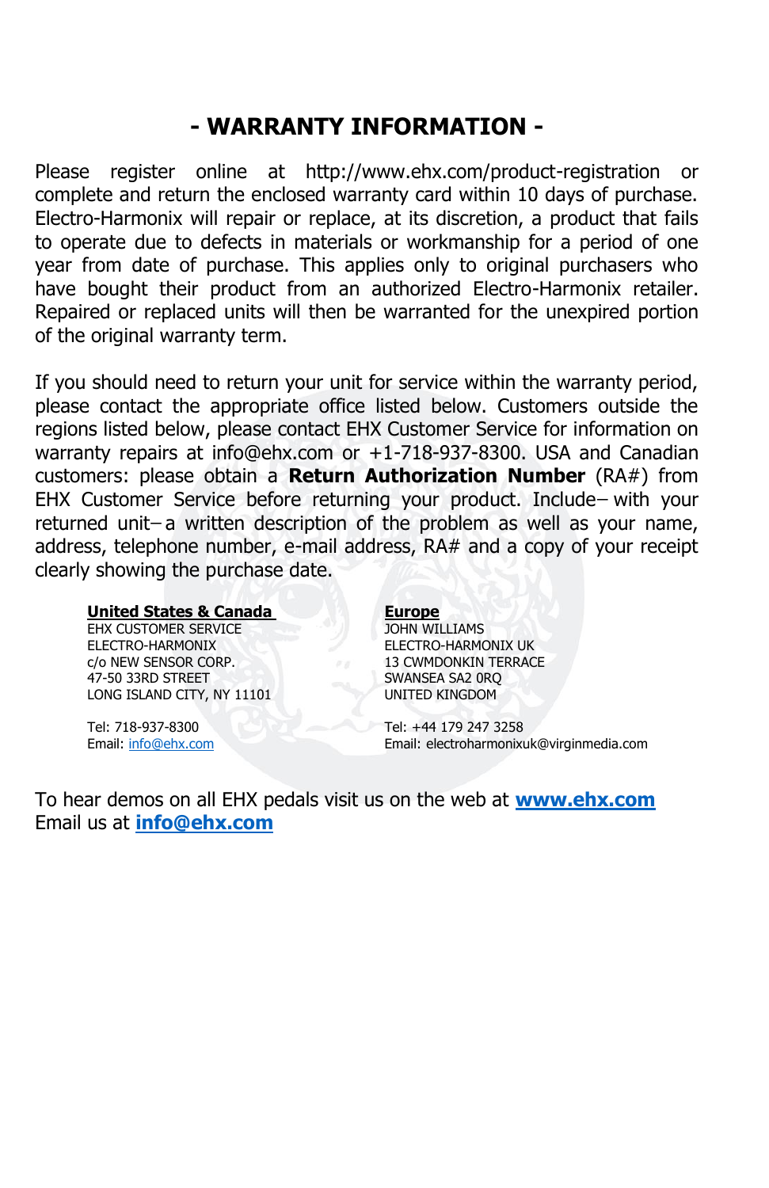# - WARRANTY INFORMATION -

Please register online at http://www.ehx.com/product-registration or complete and return the enclosed warranty card within 10 days of purchase. Electro-Harmonix will repair or replace, at its discretion, a product that fails to operate due to defects in materials or workmanship for a period of one year from date of purchase. This applies only to original purchasers who have bought their product from an authorized Electro-Harmonix retailer. Repaired or replaced units will then be warranted for the unexpired portion of the original warranty term.

If you should need to return your unit for service within the warranty period, please contact the appropriate office listed below. Customers outside the regions listed below, please contact EHX Customer Service for information on warranty repairs at info@ehx.com or +1-718-937-8300. USA and Canadian customers: please obtain a **Return Authorization Number** (RA#) from EHX Customer Service before returning your product. Include– with your returned unit– a written description of the problem as well as your name, address, telephone number, e-mail address, RA# and a copy of your receipt clearly showing the purchase date.

**United States & Canada**
EHX CUSTOMER SERVICE
ELECTRO-HARMONIX
c/o NEW SENSOR CORP.
47-50 33RD STREET
LONG ISLAND CITY, NY 11101

Tel: 718-937-8300
Email: info@ehx.com

**Europe**
JOHN WILLIAMS
ELECTRO-HARMONIX UK
13 CWMDONKIN TERRACE
SWANSEA SA2 0RQ
UNITED KINGDOM

Tel: +44 179 247 3258
Email: electroharmonixuk@virginmedia.com

To hear demos on all EHX pedals visit us on the web at **www.ehx.com**
Email us at **info@ehx.com**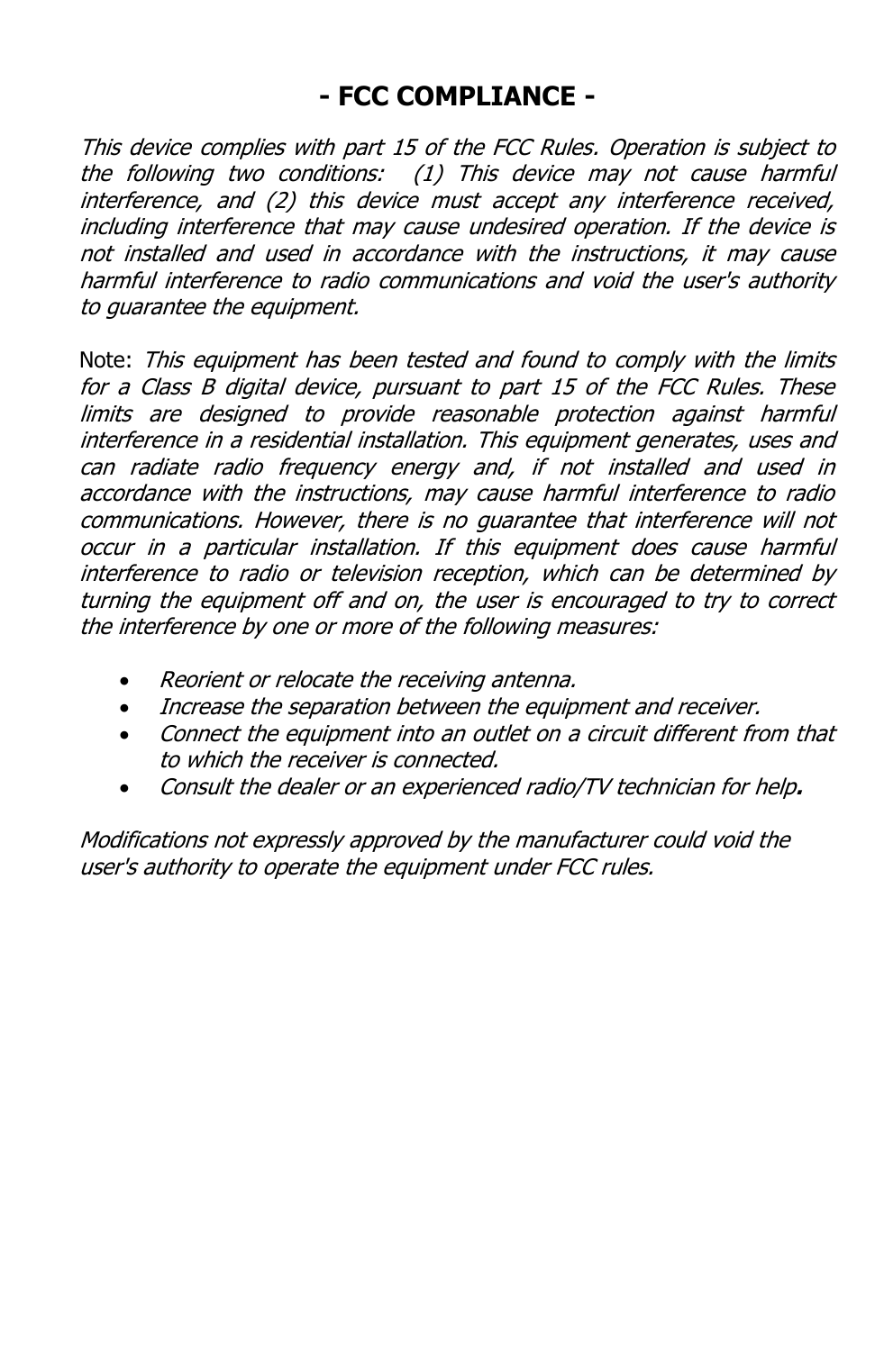# - FCC COMPLIANCE -

*This device complies with part 15 of the FCC Rules. Operation is subject to the following two conditions: (1) This device may not cause harmful interference, and (2) this device must accept any interference received, including interference that may cause undesired operation. If the device is not installed and used in accordance with the instructions, it may cause harmful interference to radio communications and void the user's authority to guarantee the equipment.*

Note: *This equipment has been tested and found to comply with the limits for a Class B digital device, pursuant to part 15 of the FCC Rules. These limits are designed to provide reasonable protection against harmful interference in a residential installation. This equipment generates, uses and can radiate radio frequency energy and, if not installed and used in accordance with the instructions, may cause harmful interference to radio communications. However, there is no guarantee that interference will not occur in a particular installation. If this equipment does cause harmful interference to radio or television reception, which can be determined by turning the equipment off and on, the user is encouraged to try to correct the interference by one or more of the following measures:*

- *Reorient or relocate the receiving antenna.*
- *Increase the separation between the equipment and receiver.*
- *Connect the equipment into an outlet on a circuit different from that to which the receiver is connected.*
- *Consult the dealer or an experienced radio/TV technician for help.*

*Modifications not expressly approved by the manufacturer could void the user's authority to operate the equipment under FCC rules.*